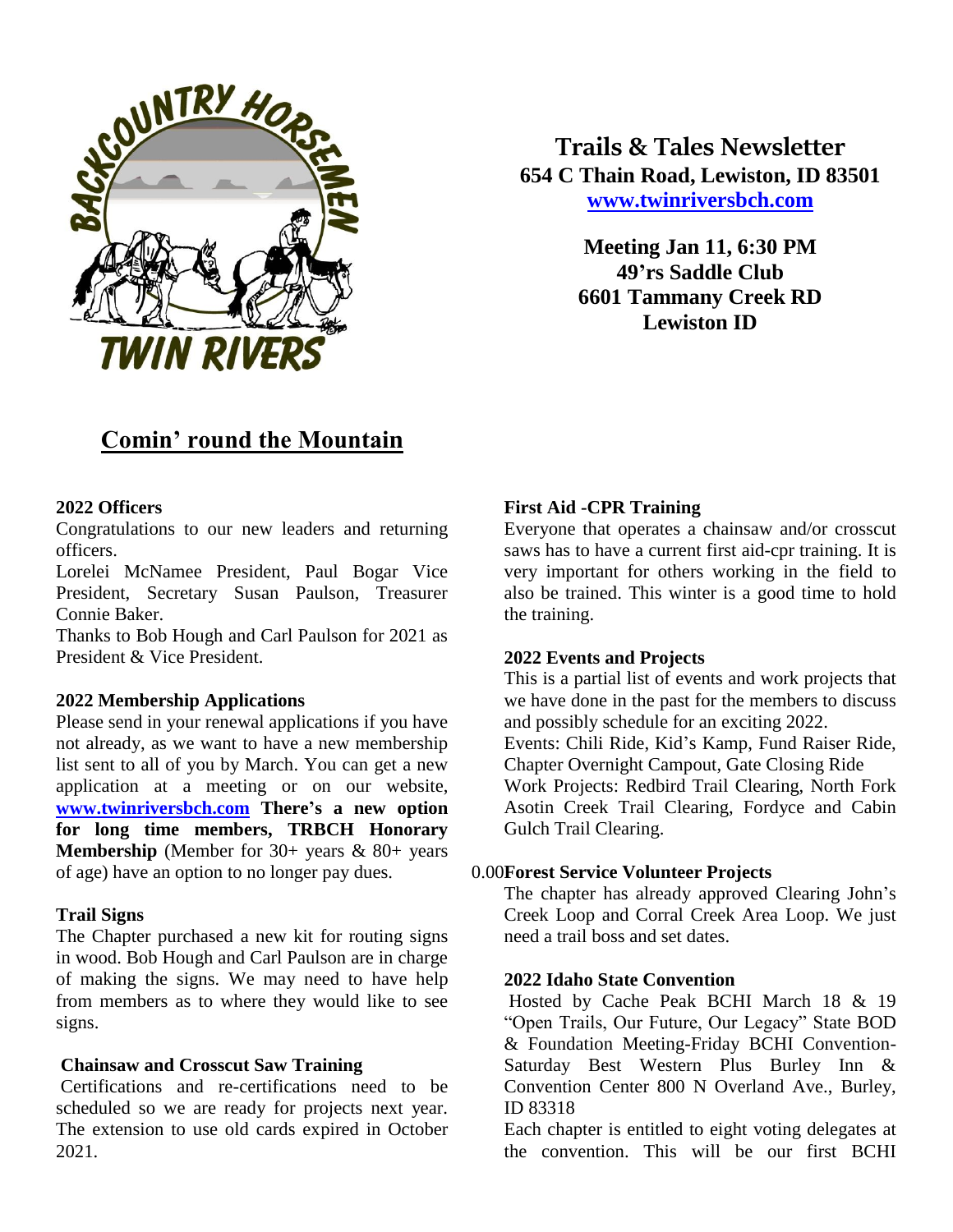# Trails & Tales Newsletter

**654 C Thain Road, Lewiston, ID 83501**
**[www.twinriversbch.com](http://www.twinriversbch.com)**

**Meeting Jan 11, 6:30 PM**
**49'rs Saddle Club**
**6601 Tammany Creek RD**
**Lewiston ID**

## Comin' round the Mountain

### 2022 Officers

Congratulations to our new leaders and returning officers.

Lorelei McNamee President, Paul Bogar Vice President, Secretary Susan Paulson, Treasurer Connie Baker.

Thanks to Bob Hough and Carl Paulson for 2021 as President & Vice President.

### 2022 Membership Applications

Please send in your renewal applications if you have not already, as we want to have a new membership list sent to all of you by March. You can get a new application at a meeting or on our website, **[www.twinriversbch.com](http://www.twinriversbch.com)** **There's a new option for long time members, TRBCH Honorary Membership** (Member for 30+ years & 80+ years of age) have an option to no longer pay dues.

### Trail Signs

The Chapter purchased a new kit for routing signs in wood. Bob Hough and Carl Paulson are in charge of making the signs. We may need to have help from members as to where they would like to see signs.

### Chainsaw and Crosscut Saw Training

Certifications and re-certifications need to be scheduled so we are ready for projects next year. The extension to use old cards expired in October 2021.

### First Aid -CPR Training

Everyone that operates a chainsaw and/or crosscut saws has to have a current first aid-cpr training. It is very important for others working in the field to also be trained. This winter is a good time to hold the training.

### 2022 Events and Projects

This is a partial list of events and work projects that we have done in the past for the members to discuss and possibly schedule for an exciting 2022.

Events: Chili Ride, Kid's Kamp, Fund Raiser Ride, Chapter Overnight Campout, Gate Closing Ride

Work Projects: Redbird Trail Clearing, North Fork Asotin Creek Trail Clearing, Fordyce and Cabin Gulch Trail Clearing.

### 0.00Forest Service Volunteer Projects

The chapter has already approved Clearing John's Creek Loop and Corral Creek Area Loop. We just need a trail boss and set dates.

### 2022 Idaho State Convention

Hosted by Cache Peak BCHI March 18 & 19 "Open Trails, Our Future, Our Legacy" State BOD & Foundation Meeting-Friday BCHI Convention-Saturday Best Western Plus Burley Inn & Convention Center 800 N Overland Ave., Burley, ID 83318

Each chapter is entitled to eight voting delegates at the convention. This will be our first BCHI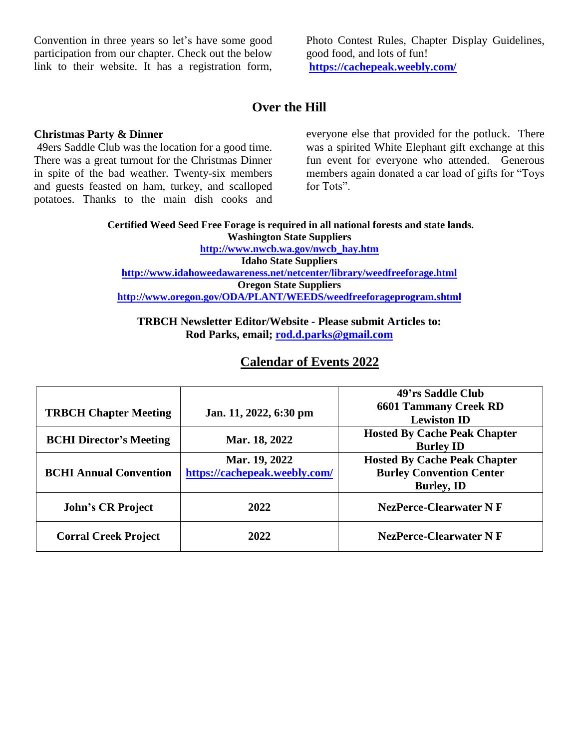Convention in three years so let's have some good participation from our chapter. Check out the below link to their website. It has a registration form, Photo Contest Rules, Chapter Display Guidelines, good food, and lots of fun!
**https://cachepeak.weebly.com/**

## Over the Hill

**Christmas Party & Dinner**
49ers Saddle Club was the location for a good time. There was a great turnout for the Christmas Dinner in spite of the bad weather. Twenty-six members and guests feasted on ham, turkey, and scalloped potatoes. Thanks to the main dish cooks and everyone else that provided for the potluck. There was a spirited White Elephant gift exchange at this fun event for everyone who attended. Generous members again donated a car load of gifts for "Toys for Tots".

**Certified Weed Seed Free Forage is required in all national forests and state lands.**
**Washington State Suppliers**
**http://www.nwcb.wa.gov/nwcb_hay.htm**
**Idaho State Suppliers**
**http://www.idahoweedawareness.net/netcenter/library/weedfreeforage.html**
**Oregon State Suppliers**
**http://www.oregon.gov/ODA/PLANT/WEEDS/weedfreeforageprogram.shtml**

**TRBCH Newsletter Editor/Website - Please submit Articles to:**
**Rod Parks, email; rod.d.parks@gmail.com**

## Calendar of Events 2022

| | | |
|---|---|---|
| **TRBCH Chapter Meeting** | **Jan. 11, 2022, 6:30 pm** | **49'rs Saddle Club 6601 Tammany Creek RD Lewiston ID** |
| **BCHI Director's Meeting** | **Mar. 18, 2022** | **Hosted By Cache Peak Chapter Burley ID** |
| **BCHI Annual Convention** | **Mar. 19, 2022 https://cachepeak.weebly.com/** | **Hosted By Cache Peak Chapter Burley Convention Center Burley, ID** |
| **John's CR Project** | **2022** | **NezPerce-Clearwater N F** |
| **Corral Creek Project** | **2022** | **NezPerce-Clearwater N F** |